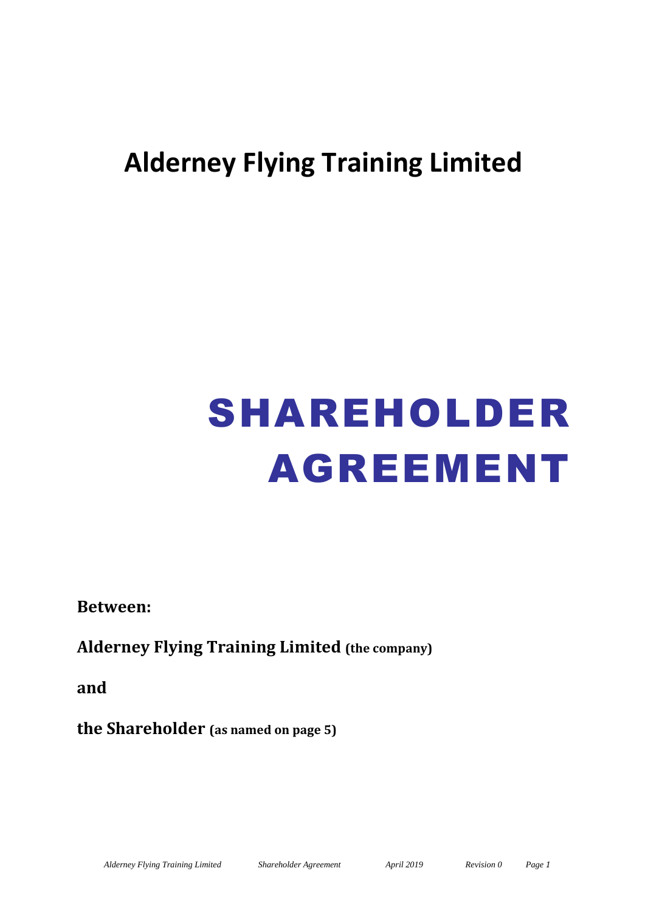# Alderney Flying Training Limited

# SHAREHOLDER AGREEMENT

**Between:**

**Alderney Flying Training Limited (the company)**

**and**

**the Shareholder (as named on page 5)**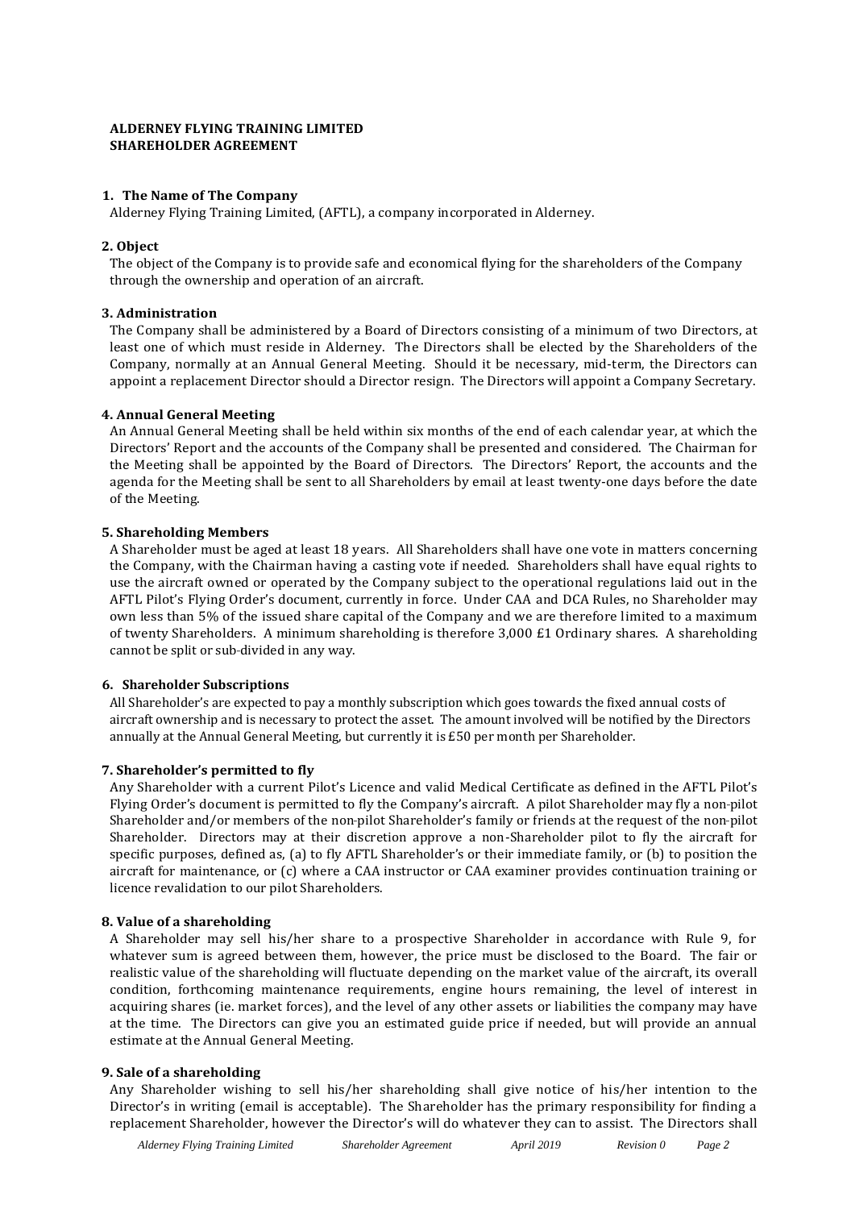**ALDERNEY FLYING TRAINING LIMITED**
**SHAREHOLDER AGREEMENT**

### 1. The Name of The Company

Alderney Flying Training Limited, (AFTL), a company incorporated in Alderney.

### 2. Object

The object of the Company is to provide safe and economical flying for the shareholders of the Company through the ownership and operation of an aircraft.

### 3. Administration

The Company shall be administered by a Board of Directors consisting of a minimum of two Directors, at least one of which must reside in Alderney. The Directors shall be elected by the Shareholders of the Company, normally at an Annual General Meeting. Should it be necessary, mid-term, the Directors can appoint a replacement Director should a Director resign. The Directors will appoint a Company Secretary.

### 4. Annual General Meeting

An Annual General Meeting shall be held within six months of the end of each calendar year, at which the Directors' Report and the accounts of the Company shall be presented and considered. The Chairman for the Meeting shall be appointed by the Board of Directors. The Directors' Report, the accounts and the agenda for the Meeting shall be sent to all Shareholders by email at least twenty-one days before the date of the Meeting.

### 5. Shareholding Members

A Shareholder must be aged at least 18 years. All Shareholders shall have one vote in matters concerning the Company, with the Chairman having a casting vote if needed. Shareholders shall have equal rights to use the aircraft owned or operated by the Company subject to the operational regulations laid out in the AFTL Pilot's Flying Order's document, currently in force. Under CAA and DCA Rules, no Shareholder may own less than 5% of the issued share capital of the Company and we are therefore limited to a maximum of twenty Shareholders. A minimum shareholding is therefore 3,000 £1 Ordinary shares. A shareholding cannot be split or sub-divided in any way.

### 6. Shareholder Subscriptions

All Shareholder's are expected to pay a monthly subscription which goes towards the fixed annual costs of aircraft ownership and is necessary to protect the asset. The amount involved will be notified by the Directors annually at the Annual General Meeting, but currently it is £50 per month per Shareholder.

### 7. Shareholder's permitted to fly

Any Shareholder with a current Pilot's Licence and valid Medical Certificate as defined in the AFTL Pilot's Flying Order's document is permitted to fly the Company's aircraft. A pilot Shareholder may fly a non-pilot Shareholder and/or members of the non-pilot Shareholder's family or friends at the request of the non-pilot Shareholder. Directors may at their discretion approve a non-Shareholder pilot to fly the aircraft for specific purposes, defined as, (a) to fly AFTL Shareholder's or their immediate family, or (b) to position the aircraft for maintenance, or (c) where a CAA instructor or CAA examiner provides continuation training or licence revalidation to our pilot Shareholders.

### 8. Value of a shareholding

A Shareholder may sell his/her share to a prospective Shareholder in accordance with Rule 9, for whatever sum is agreed between them, however, the price must be disclosed to the Board. The fair or realistic value of the shareholding will fluctuate depending on the market value of the aircraft, its overall condition, forthcoming maintenance requirements, engine hours remaining, the level of interest in acquiring shares (ie. market forces), and the level of any other assets or liabilities the company may have at the time. The Directors can give you an estimated guide price if needed, but will provide an annual estimate at the Annual General Meeting.

### 9. Sale of a shareholding

Any Shareholder wishing to sell his/her shareholding shall give notice of his/her intention to the Director's in writing (email is acceptable). The Shareholder has the primary responsibility for finding a replacement Shareholder, however the Director's will do whatever they can to assist. The Directors shall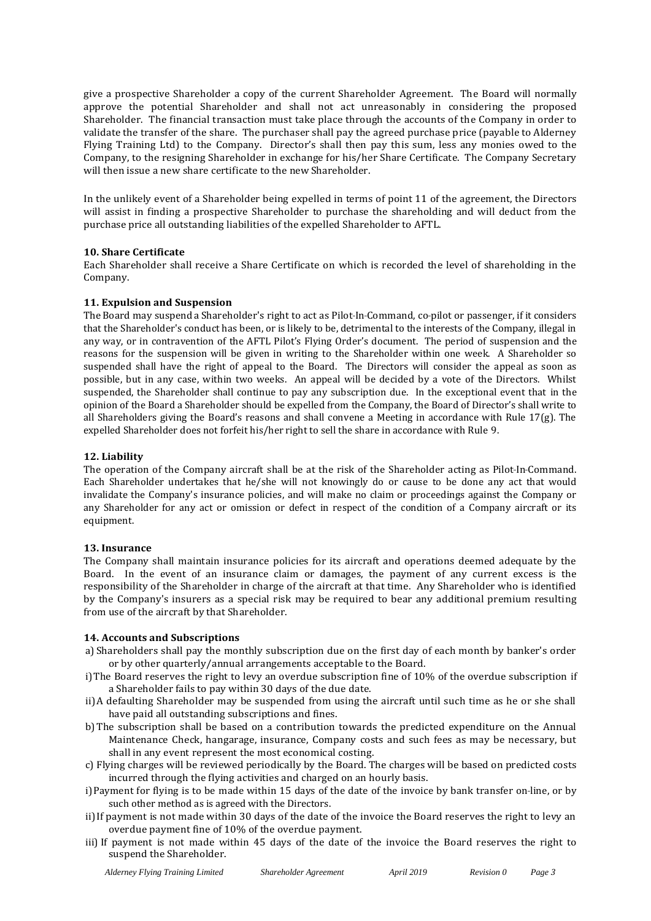give a prospective Shareholder a copy of the current Shareholder Agreement. The Board will normally approve the potential Shareholder and shall not act unreasonably in considering the proposed Shareholder. The financial transaction must take place through the accounts of the Company in order to validate the transfer of the share. The purchaser shall pay the agreed purchase price (payable to Alderney Flying Training Ltd) to the Company. Director's shall then pay this sum, less any monies owed to the Company, to the resigning Shareholder in exchange for his/her Share Certificate. The Company Secretary will then issue a new share certificate to the new Shareholder.

In the unlikely event of a Shareholder being expelled in terms of point 11 of the agreement, the Directors will assist in finding a prospective Shareholder to purchase the shareholding and will deduct from the purchase price all outstanding liabilities of the expelled Shareholder to AFTL.

**10. Share Certificate**

Each Shareholder shall receive a Share Certificate on which is recorded the level of shareholding in the Company.

**11. Expulsion and Suspension**

The Board may suspend a Shareholder's right to act as Pilot-In-Command, co-pilot or passenger, if it considers that the Shareholder's conduct has been, or is likely to be, detrimental to the interests of the Company, illegal in any way, or in contravention of the AFTL Pilot's Flying Order's document. The period of suspension and the reasons for the suspension will be given in writing to the Shareholder within one week. A Shareholder so suspended shall have the right of appeal to the Board. The Directors will consider the appeal as soon as possible, but in any case, within two weeks. An appeal will be decided by a vote of the Directors. Whilst suspended, the Shareholder shall continue to pay any subscription due. In the exceptional event that in the opinion of the Board a Shareholder should be expelled from the Company, the Board of Director's shall write to all Shareholders giving the Board's reasons and shall convene a Meeting in accordance with Rule 17(g). The expelled Shareholder does not forfeit his/her right to sell the share in accordance with Rule 9.

**12. Liability**

The operation of the Company aircraft shall be at the risk of the Shareholder acting as Pilot-In-Command. Each Shareholder undertakes that he/she will not knowingly do or cause to be done any act that would invalidate the Company's insurance policies, and will make no claim or proceedings against the Company or any Shareholder for any act or omission or defect in respect of the condition of a Company aircraft or its equipment.

**13. Insurance**

The Company shall maintain insurance policies for its aircraft and operations deemed adequate by the Board. In the event of an insurance claim or damages, the payment of any current excess is the responsibility of the Shareholder in charge of the aircraft at that time. Any Shareholder who is identified by the Company's insurers as a special risk may be required to bear any additional premium resulting from use of the aircraft by that Shareholder.

**14. Accounts and Subscriptions**

a) Shareholders shall pay the monthly subscription due on the first day of each month by banker's order or by other quarterly/annual arrangements acceptable to the Board.

i) The Board reserves the right to levy an overdue subscription fine of 10% of the overdue subscription if a Shareholder fails to pay within 30 days of the due date.

ii) A defaulting Shareholder may be suspended from using the aircraft until such time as he or she shall have paid all outstanding subscriptions and fines.

b) The subscription shall be based on a contribution towards the predicted expenditure on the Annual Maintenance Check, hangarage, insurance, Company costs and such fees as may be necessary, but shall in any event represent the most economical costing.

c) Flying charges will be reviewed periodically by the Board. The charges will be based on predicted costs incurred through the flying activities and charged on an hourly basis.

i) Payment for flying is to be made within 15 days of the date of the invoice by bank transfer on-line, or by such other method as is agreed with the Directors.

ii) If payment is not made within 30 days of the date of the invoice the Board reserves the right to levy an overdue payment fine of 10% of the overdue payment.

iii) If payment is not made within 45 days of the date of the invoice the Board reserves the right to suspend the Shareholder.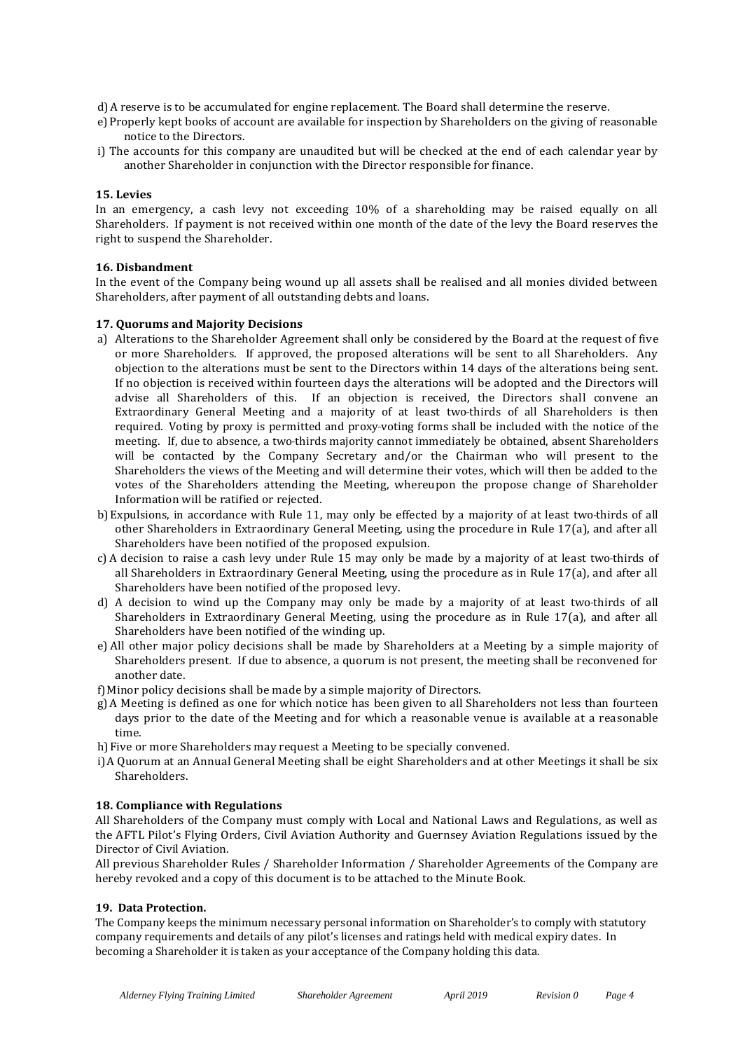d) A reserve is to be accumulated for engine replacement. The Board shall determine the reserve.

e) Properly kept books of account are available for inspection by Shareholders on the giving of reasonable notice to the Directors.

i) The accounts for this company are unaudited but will be checked at the end of each calendar year by another Shareholder in conjunction with the Director responsible for finance.

**15. Levies**

In an emergency, a cash levy not exceeding 10% of a shareholding may be raised equally on all Shareholders. If payment is not received within one month of the date of the levy the Board reserves the right to suspend the Shareholder.

**16. Disbandment**

In the event of the Company being wound up all assets shall be realised and all monies divided between Shareholders, after payment of all outstanding debts and loans.

**17. Quorums and Majority Decisions**

a) Alterations to the Shareholder Agreement shall only be considered by the Board at the request of five or more Shareholders. If approved, the proposed alterations will be sent to all Shareholders. Any objection to the alterations must be sent to the Directors within 14 days of the alterations being sent. If no objection is received within fourteen days the alterations will be adopted and the Directors will advise all Shareholders of this. If an objection is received, the Directors shall convene an Extraordinary General Meeting and a majority of at least two-thirds of all Shareholders is then required. Voting by proxy is permitted and proxy-voting forms shall be included with the notice of the meeting. If, due to absence, a two-thirds majority cannot immediately be obtained, absent Shareholders will be contacted by the Company Secretary and/or the Chairman who will present to the Shareholders the views of the Meeting and will determine their votes, which will then be added to the votes of the Shareholders attending the Meeting, whereupon the propose change of Shareholder Information will be ratified or rejected.

b) Expulsions, in accordance with Rule 11, may only be effected by a majority of at least two-thirds of all other Shareholders in Extraordinary General Meeting, using the procedure in Rule 17(a), and after all Shareholders have been notified of the proposed expulsion.

c) A decision to raise a cash levy under Rule 15 may only be made by a majority of at least two-thirds of all Shareholders in Extraordinary General Meeting, using the procedure as in Rule 17(a), and after all Shareholders have been notified of the proposed levy.

d) A decision to wind up the Company may only be made by a majority of at least two-thirds of all Shareholders in Extraordinary General Meeting, using the procedure as in Rule 17(a), and after all Shareholders have been notified of the winding up.

e) All other major policy decisions shall be made by Shareholders at a Meeting by a simple majority of Shareholders present. If due to absence, a quorum is not present, the meeting shall be reconvened for another date.

f) Minor policy decisions shall be made by a simple majority of Directors.

g) A Meeting is defined as one for which notice has been given to all Shareholders not less than fourteen days prior to the date of the Meeting and for which a reasonable venue is available at a reasonable time.

h) Five or more Shareholders may request a Meeting to be specially convened.

i) A Quorum at an Annual General Meeting shall be eight Shareholders and at other Meetings it shall be six Shareholders.

**18. Compliance with Regulations**

All Shareholders of the Company must comply with Local and National Laws and Regulations, as well as the AFTL Pilot's Flying Orders, Civil Aviation Authority and Guernsey Aviation Regulations issued by the Director of Civil Aviation.

All previous Shareholder Rules / Shareholder Information / Shareholder Agreements of the Company are hereby revoked and a copy of this document is to be attached to the Minute Book.

**19. Data Protection.**

The Company keeps the minimum necessary personal information on Shareholder's to comply with statutory company requirements and details of any pilot's licenses and ratings held with medical expiry dates. In becoming a Shareholder it is taken as your acceptance of the Company holding this data.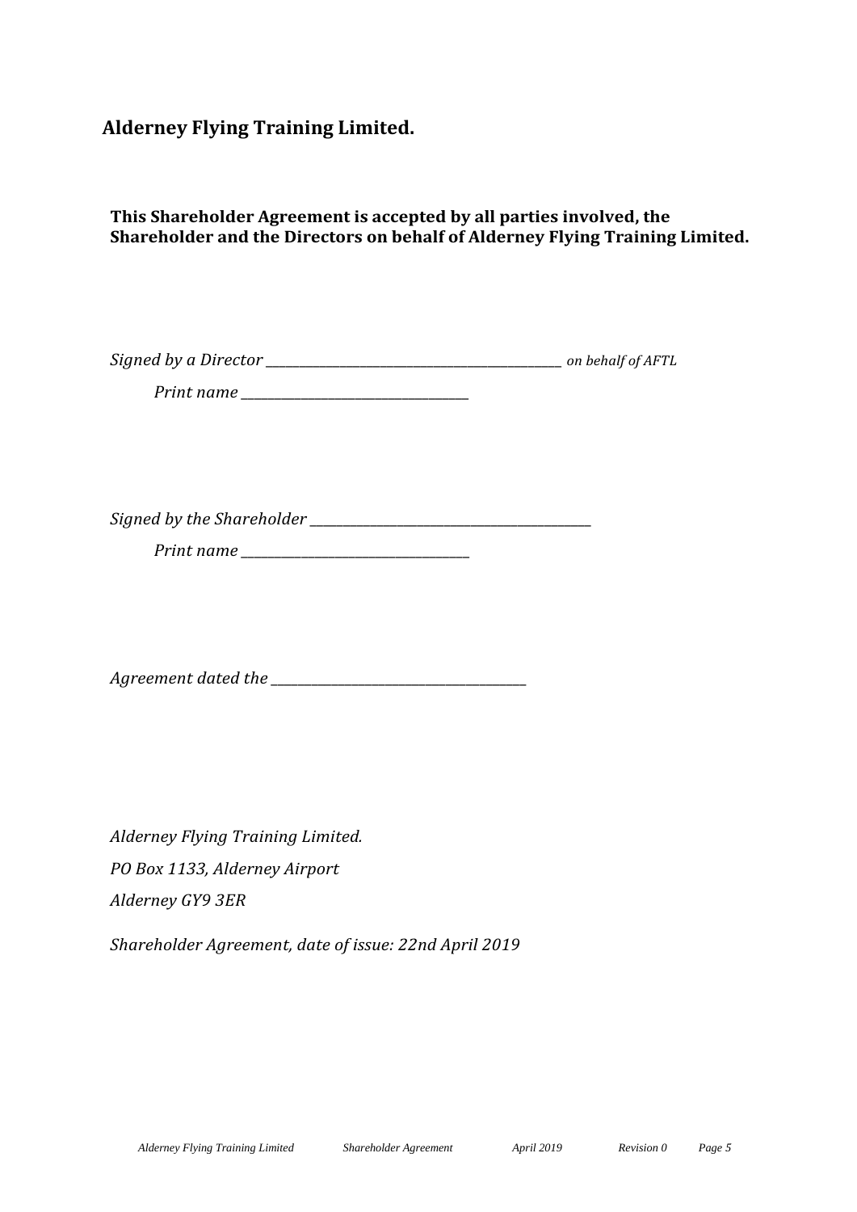## Alderney Flying Training Limited.

**This Shareholder Agreement is accepted by all parties involved, the Shareholder and the Directors on behalf of Alderney Flying Training Limited.**

*Signed by a Director ______________________________ on behalf of AFTL*

*Print name ________________________*

*Signed by the Shareholder ____________________________*

*Print name ________________________*

*Agreement dated the __________________________*

*Alderney Flying Training Limited.*

*PO Box 1133, Alderney Airport*

*Alderney GY9 3ER*

*Shareholder Agreement, date of issue: 22nd April 2019*